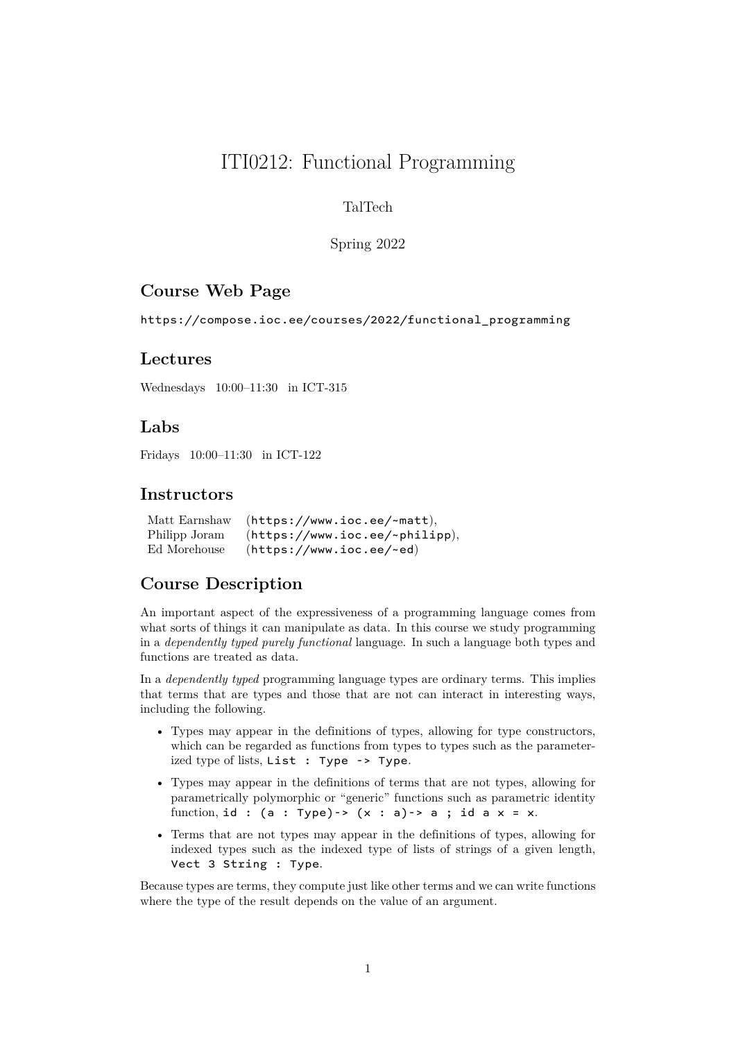# ITI0212: Functional Programming

TalTech

Spring 2022

## Course Web Page

`https://compose.ioc.ee/courses/2022/functional_programming`

## Lectures

Wednesdays 10:00–11:30 in ICT-315

## Labs

Fridays 10:00–11:30 in ICT-122

## Instructors

Matt Earnshaw (`https://www.ioc.ee/~matt`),
Philipp Joram (`https://www.ioc.ee/~philipp`),
Ed Morehouse (`https://www.ioc.ee/~ed`)

## Course Description

An important aspect of the expressiveness of a programming language comes from what sorts of things it can manipulate as data. In this course we study programming in a *dependently typed purely functional* language. In such a language both types and functions are treated as data.

In a *dependently typed* programming language types are ordinary terms. This implies that terms that are types and those that are not can interact in interesting ways, including the following.

- Types may appear in the definitions of types, allowing for type constructors, which can be regarded as functions from types to types such as the parameterized type of lists, `List : Type -> Type`.
- Types may appear in the definitions of terms that are not types, allowing for parametrically polymorphic or "generic" functions such as parametric identity function, `id : (a : Type)-> (x : a)-> a ; id a x = x`.
- Terms that are not types may appear in the definitions of types, allowing for indexed types such as the indexed type of lists of strings of a given length, `Vect 3 String : Type`.

Because types are terms, they compute just like other terms and we can write functions where the type of the result depends on the value of an argument.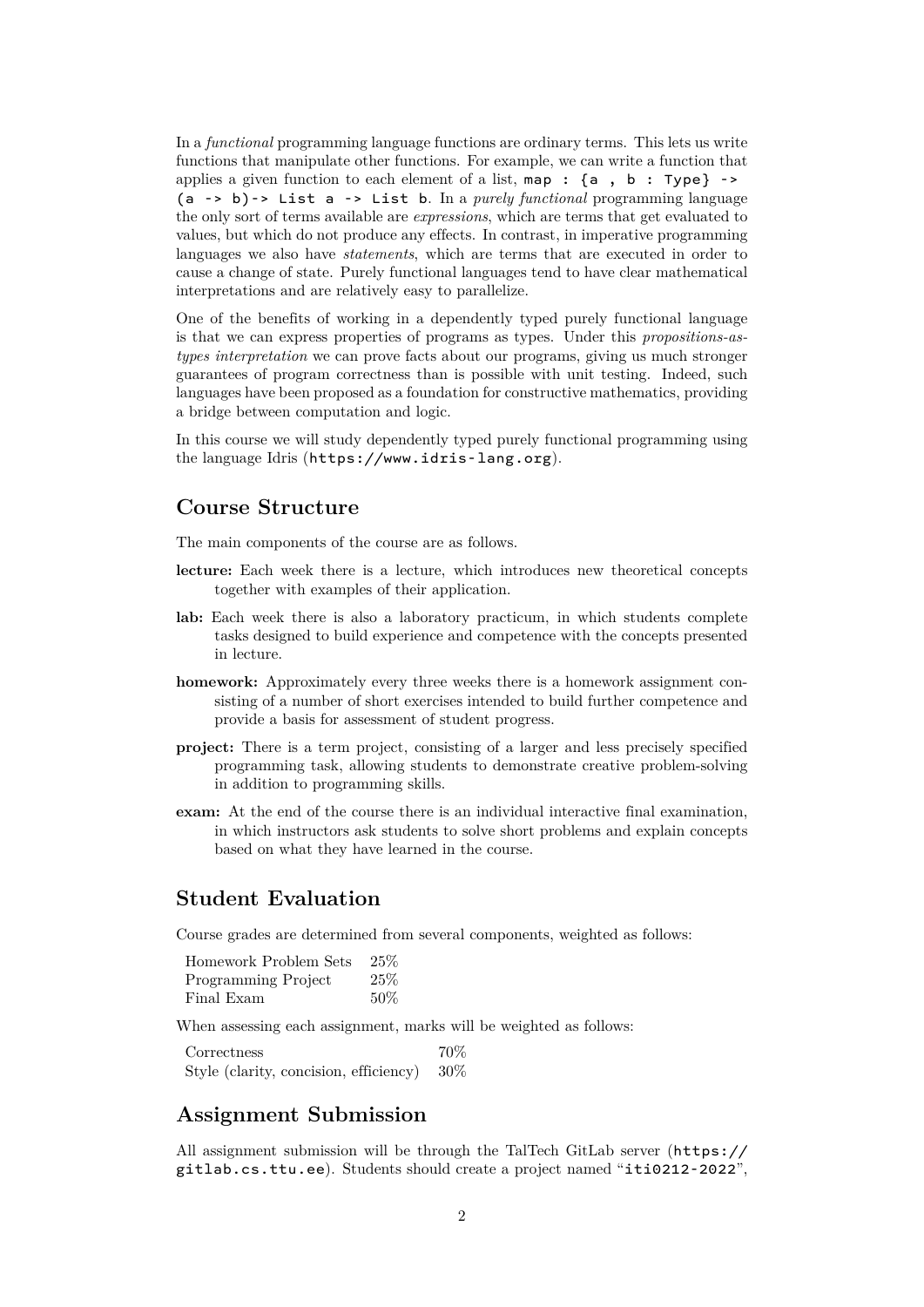In a *functional* programming language functions are ordinary terms. This lets us write functions that manipulate other functions. For example, we can write a function that applies a given function to each element of a list, `map : {a , b : Type} -> (a -> b)-> List a -> List b`. In a *purely functional* programming language the only sort of terms available are *expressions*, which are terms that get evaluated to values, but which do not produce any effects. In contrast, in imperative programming languages we also have *statements*, which are terms that are executed in order to cause a change of state. Purely functional languages tend to have clear mathematical interpretations and are relatively easy to parallelize.

One of the benefits of working in a dependently typed purely functional language is that we can express properties of programs as types. Under this *propositions-as-types interpretation* we can prove facts about our programs, giving us much stronger guarantees of program correctness than is possible with unit testing. Indeed, such languages have been proposed as a foundation for constructive mathematics, providing a bridge between computation and logic.

In this course we will study dependently typed purely functional programming using the language Idris (`https://www.idris-lang.org`).

## Course Structure

The main components of the course are as follows.

**lecture:** Each week there is a lecture, which introduces new theoretical concepts together with examples of their application.

**lab:** Each week there is also a laboratory practicum, in which students complete tasks designed to build experience and competence with the concepts presented in lecture.

**homework:** Approximately every three weeks there is a homework assignment consisting of a number of short exercises intended to build further competence and provide a basis for assessment of student progress.

**project:** There is a term project, consisting of a larger and less precisely specified programming task, allowing students to demonstrate creative problem-solving in addition to programming skills.

**exam:** At the end of the course there is an individual interactive final examination, in which instructors ask students to solve short problems and explain concepts based on what they have learned in the course.

## Student Evaluation

Course grades are determined from several components, weighted as follows:

| | |
|---|---|
| Homework Problem Sets | 25% |
| Programming Project | 25% |
| Final Exam | 50% |

When assessing each assignment, marks will be weighted as follows:

| | |
|---|---|
| Correctness | 70% |
| Style (clarity, concision, efficiency) | 30% |

## Assignment Submission

All assignment submission will be through the TalTech GitLab server (`https://gitlab.cs.ttu.ee`). Students should create a project named "`iti0212-2022`",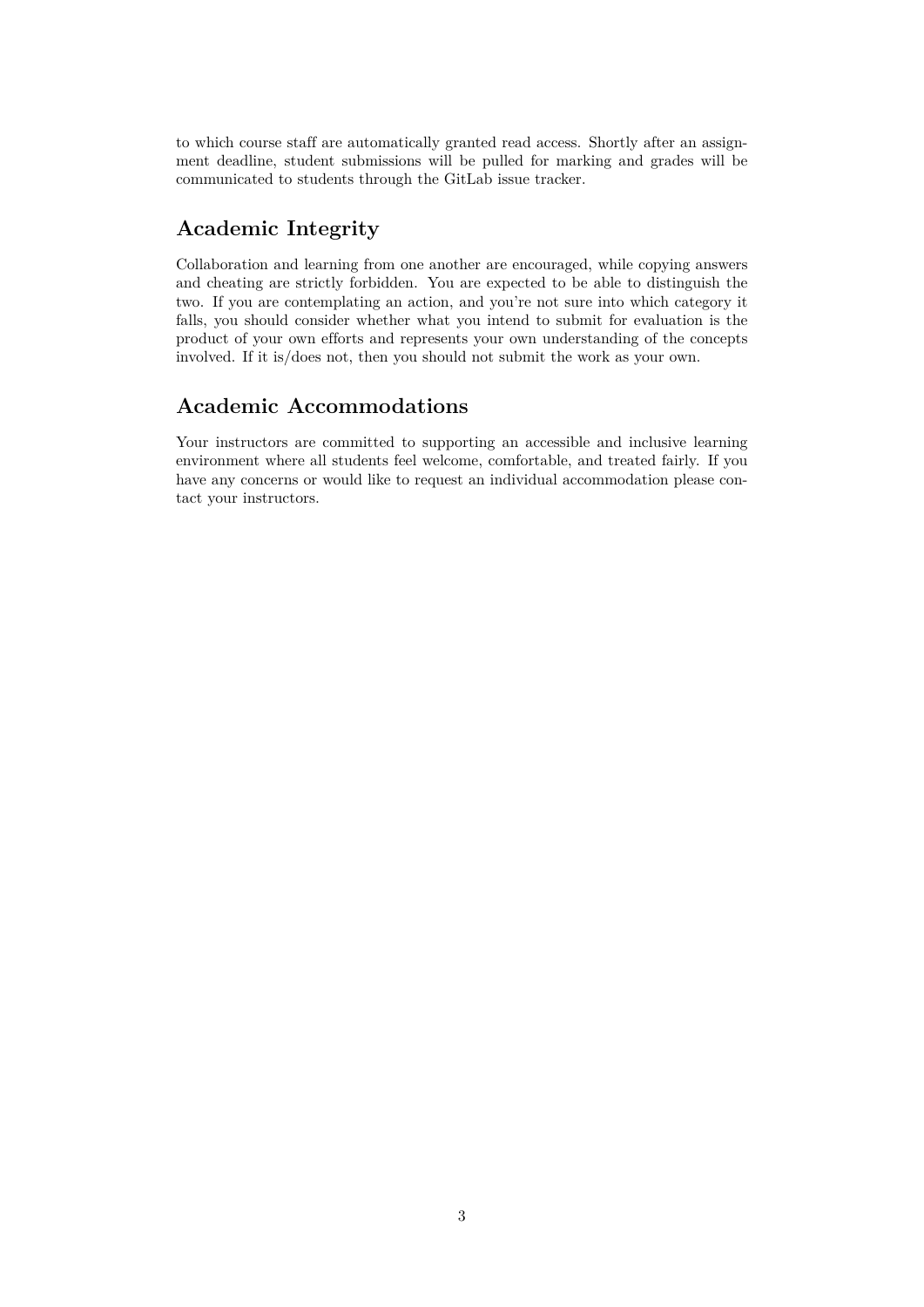to which course staff are automatically granted read access. Shortly after an assignment deadline, student submissions will be pulled for marking and grades will be communicated to students through the GitLab issue tracker.

## Academic Integrity

Collaboration and learning from one another are encouraged, while copying answers and cheating are strictly forbidden. You are expected to be able to distinguish the two. If you are contemplating an action, and you're not sure into which category it falls, you should consider whether what you intend to submit for evaluation is the product of your own efforts and represents your own understanding of the concepts involved. If it is/does not, then you should not submit the work as your own.

## Academic Accommodations

Your instructors are committed to supporting an accessible and inclusive learning environment where all students feel welcome, comfortable, and treated fairly. If you have any concerns or would like to request an individual accommodation please contact your instructors.